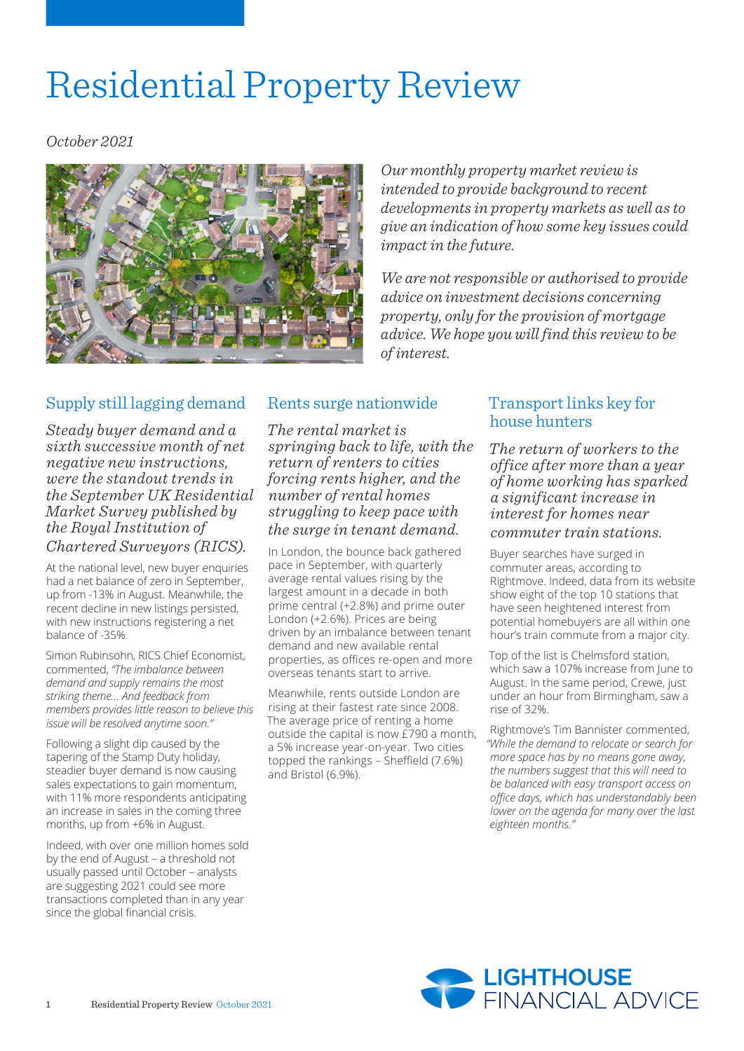# Residential Property Review

*October 2021*

*Our monthly property market review is intended to provide background to recent developments in property markets as well as to give an indication of how some key issues could impact in the future.*

*We are not responsible or authorised to provide advice on investment decisions concerning property, only for the provision of mortgage advice. We hope you will find this review to be of interest.*

## Supply still lagging demand

*Steady buyer demand and a sixth successive month of net negative new instructions, were the standout trends in the September UK Residential Market Survey published by the Royal Institution of Chartered Surveyors (RICS).*

At the national level, new buyer enquiries had a net balance of zero in September, up from -13% in August. Meanwhile, the recent decline in new listings persisted, with new instructions registering a net balance of -35%.

Simon Rubinsohn, RICS Chief Economist, commented, *"The imbalance between demand and supply remains the most striking theme… And feedback from members provides little reason to believe this issue will be resolved anytime soon."*

Following a slight dip caused by the tapering of the Stamp Duty holiday, steadier buyer demand is now causing sales expectations to gain momentum, with 11% more respondents anticipating an increase in sales in the coming three months, up from +6% in August.

Indeed, with over one million homes sold by the end of August – a threshold not usually passed until October – analysts are suggesting 2021 could see more transactions completed than in any year since the global financial crisis.

## Rents surge nationwide

*The rental market is springing back to life, with the return of renters to cities forcing rents higher, and the number of rental homes struggling to keep pace with the surge in tenant demand.*

In London, the bounce back gathered pace in September, with quarterly average rental values rising by the largest amount in a decade in both prime central (+2.8%) and prime outer London (+2.6%). Prices are being driven by an imbalance between tenant demand and new available rental properties, as offices re-open and more overseas tenants start to arrive.

Meanwhile, rents outside London are rising at their fastest rate since 2008. The average price of renting a home outside the capital is now £790 a month, a 5% increase year-on-year. Two cities topped the rankings – Sheffield (7.6%) and Bristol (6.9%).

## Transport links key for house hunters

*The return of workers to the office after more than a year of home working has sparked a significant increase in interest for homes near commuter train stations.*

Buyer searches have surged in commuter areas, according to Rightmove. Indeed, data from its website show eight of the top 10 stations that have seen heightened interest from potential homebuyers are all within one hour's train commute from a major city.

Top of the list is Chelmsford station, which saw a 107% increase from June to August. In the same period, Crewe, just under an hour from Birmingham, saw a rise of 32%.

Rightmove's Tim Bannister commented, *"While the demand to relocate or search for more space has by no means gone away, the numbers suggest that this will need to be balanced with easy transport access on office days, which has understandably been lower on the agenda for many over the last eighteen months."*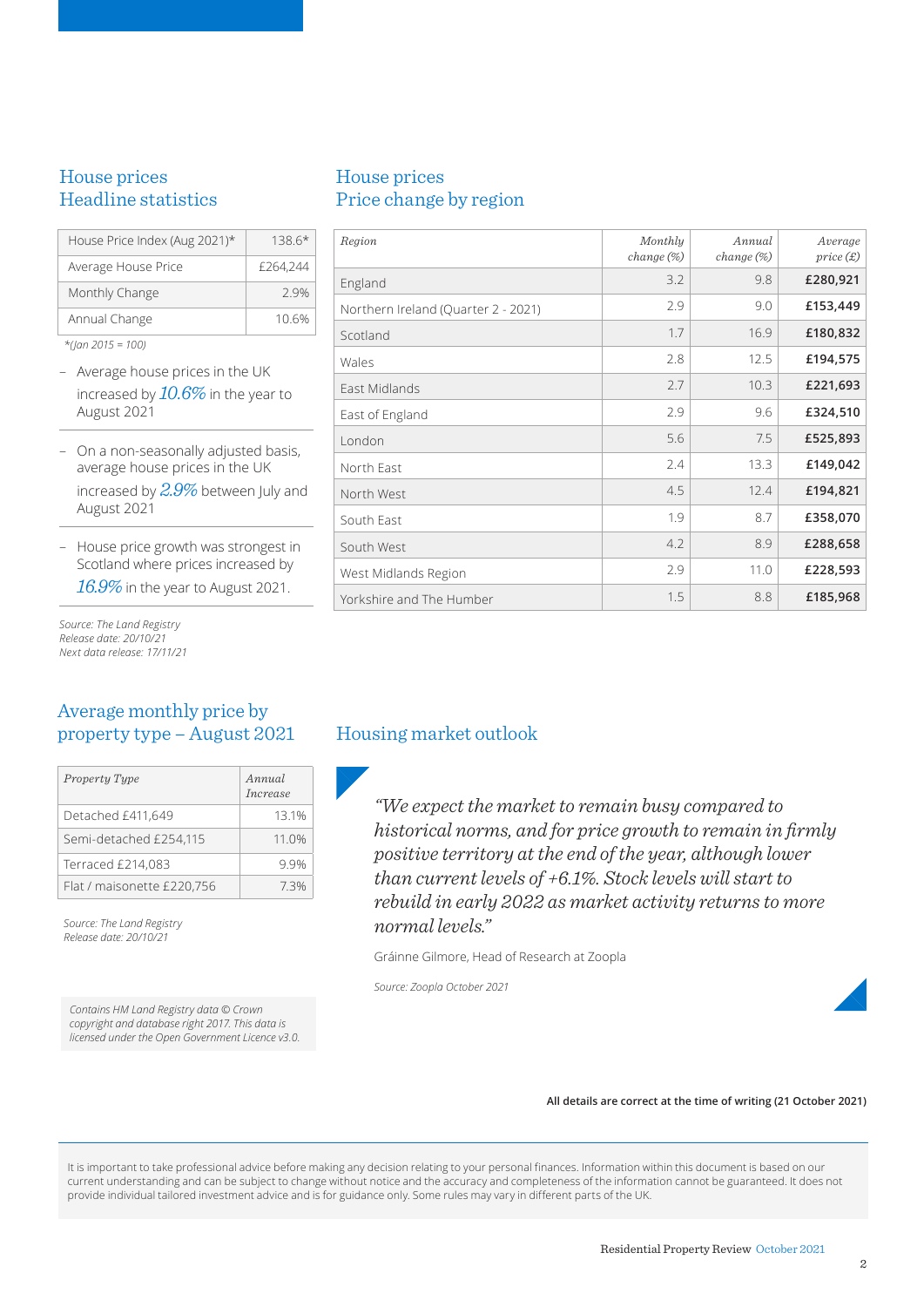## House prices
## Headline statistics

| | |
|---|---|
| House Price Index (Aug 2021)* | 138.6* |
| Average House Price | £264,244 |
| Monthly Change | 2.9% |
| Annual Change | 10.6% |

*(Jan 2015 = 100)

- Average house prices in the UK increased by *10.6%* in the year to August 2021
- On a non-seasonally adjusted basis, average house prices in the UK increased by *2.9%* between July and August 2021
- House price growth was strongest in Scotland where prices increased by *16.9%* in the year to August 2021.

*Source: The Land Registry*
*Release date: 20/10/21*
*Next data release: 17/11/21*

## House prices
## Price change by region

| *Region* | *Monthly change (%)* | *Annual change (%)* | *Average price (£)* |
|---|---|---|---|
| England | 3.2 | 9.8 | **£280,921** |
| Northern Ireland (Quarter 2 - 2021) | 2.9 | 9.0 | **£153,449** |
| Scotland | 1.7 | 16.9 | **£180,832** |
| Wales | 2.8 | 12.5 | **£194,575** |
| East Midlands | 2.7 | 10.3 | **£221,693** |
| East of England | 2.9 | 9.6 | **£324,510** |
| London | 5.6 | 7.5 | **£525,893** |
| North East | 2.4 | 13.3 | **£149,042** |
| North West | 4.5 | 12.4 | **£194,821** |
| South East | 1.9 | 8.7 | **£358,070** |
| South West | 4.2 | 8.9 | **£288,658** |
| West Midlands Region | 2.9 | 11.0 | **£228,593** |
| Yorkshire and The Humber | 1.5 | 8.8 | **£185,968** |

## Average monthly price by property type – August 2021

| *Property Type* | *Annual Increase* |
|---|---|
| Detached £411,649 | 13.1% |
| Semi-detached £254,115 | 11.0% |
| Terraced £214,083 | 9.9% |
| Flat / maisonette £220,756 | 7.3% |

*Source: The Land Registry*
*Release date: 20/10/21*

*Contains HM Land Registry data © Crown copyright and database right 2017. This data is licensed under the Open Government Licence v3.0.*

## Housing market outlook

*"We expect the market to remain busy compared to historical norms, and for price growth to remain in firmly positive territory at the end of the year, although lower than current levels of +6.1%. Stock levels will start to rebuild in early 2022 as market activity returns to more normal levels."*

Gráinne Gilmore, Head of Research at Zoopla

*Source: Zoopla October 2021*

**All details are correct at the time of writing (21 October 2021)**

It is important to take professional advice before making any decision relating to your personal finances. Information within this document is based on our current understanding and can be subject to change without notice and the accuracy and completeness of the information cannot be guaranteed. It does not provide individual tailored investment advice and is for guidance only. Some rules may vary in different parts of the UK.